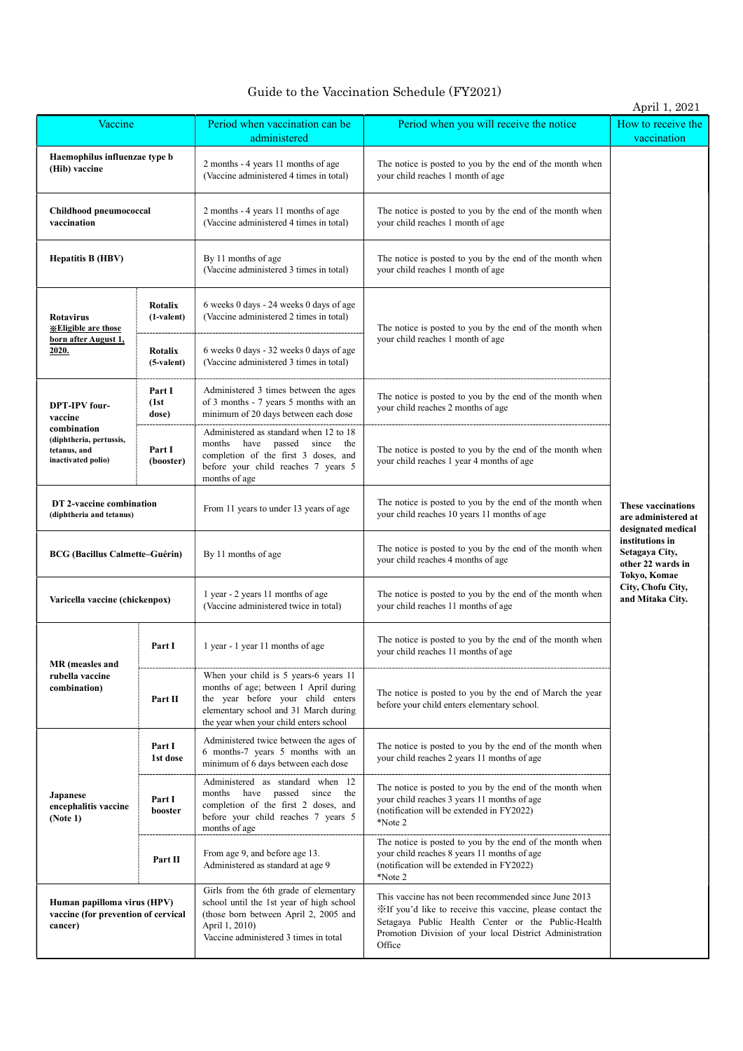# Guide to the Vaccination Schedule (FY2021)

April 1, 2021

| Vaccine | | Period when vaccination can be administered | Period when you will receive the notice | How to receive the vaccination |
|---|---|---|---|---|
| **Haemophilus influenzae type b (Hib) vaccine** | | 2 months - 4 years 11 months of age (Vaccine administered 4 times in total) | The notice is posted to you by the end of the month when your child reaches 1 month of age | **These vaccinations are administered at designated medical institutions in Setagaya City, other 22 wards in Tokyo, Komae City, Chofu City, and Mitaka City.** |
| **Childhood pneumococcal vaccination** | | 2 months - 4 years 11 months of age (Vaccine administered 4 times in total) | The notice is posted to you by the end of the month when your child reaches 1 month of age | |
| **Hepatitis B (HBV)** | | By 11 months of age (Vaccine administered 3 times in total) | The notice is posted to you by the end of the month when your child reaches 1 month of age | |
| **Rotavirus ※Eligible are those born after August 1, 2020.** | **Rotalix (1-valent)** | 6 weeks 0 days - 24 weeks 0 days of age (Vaccine administered 2 times in total) | The notice is posted to you by the end of the month when your child reaches 1 month of age | |
| | **Rotalix (5-valent)** | 6 weeks 0 days - 32 weeks 0 days of age (Vaccine administered 3 times in total) | | |
| **DPT-IPV four-vaccine combination (diphtheria, pertussis, tetanus, and inactivated polio)** | **Part I (1st dose)** | Administered 3 times between the ages of 3 months - 7 years 5 months with an minimum of 20 days between each dose | The notice is posted to you by the end of the month when your child reaches 2 months of age | |
| | **Part I (booster)** | Administered as standard when 12 to 18 months have passed since the completion of the first 3 doses, and before your child reaches 7 years 5 months of age | The notice is posted to you by the end of the month when your child reaches 1 year 4 months of age | |
| **DT 2-vaccine combination (diphtheria and tetanus)** | | From 11 years to under 13 years of age | The notice is posted to you by the end of the month when your child reaches 10 years 11 months of age | |
| **BCG (Bacillus Calmette–Guérin)** | | By 11 months of age | The notice is posted to you by the end of the month when your child reaches 4 months of age | |
| **Varicella vaccine (chickenpox)** | | 1 year - 2 years 11 months of age (Vaccine administered twice in total) | The notice is posted to you by the end of the month when your child reaches 11 months of age | |
| **MR (measles and rubella vaccine combination)** | **Part I** | 1 year - 1 year 11 months of age | The notice is posted to you by the end of the month when your child reaches 11 months of age | |
| | **Part II** | When your child is 5 years-6 years 11 months of age; between 1 April during the year before your child enters elementary school and 31 March during the year when your child enters school | The notice is posted to you by the end of March the year before your child enters elementary school. | |
| **Japanese encephalitis vaccine (Note 1)** | **Part I 1st dose** | Administered twice between the ages of 6 months-7 years 5 months with an minimum of 6 days between each dose | The notice is posted to you by the end of the month when your child reaches 2 years 11 months of age | |
| | **Part I booster** | Administered as standard when 12 months have passed since the completion of the first 2 doses, and before your child reaches 7 years 5 months of age | The notice is posted to you by the end of the month when your child reaches 3 years 11 months of age (notification will be extended in FY2022) *Note 2 | |
| | **Part II** | From age 9, and before age 13. Administered as standard at age 9 | The notice is posted to you by the end of the month when your child reaches 8 years 11 months of age (notification will be extended in FY2022) *Note 2 | |
| **Human papilloma virus (HPV) vaccine (for prevention of cervical cancer)** | | Girls from the 6th grade of elementary school until the 1st year of high school (those born between April 2, 2005 and April 1, 2010) Vaccine administered 3 times in total | This vaccine has not been recommended since June 2013 ※If you'd like to receive this vaccine, please contact the Setagaya Public Health Center or the Public-Health Promotion Division of your local District Administration Office | |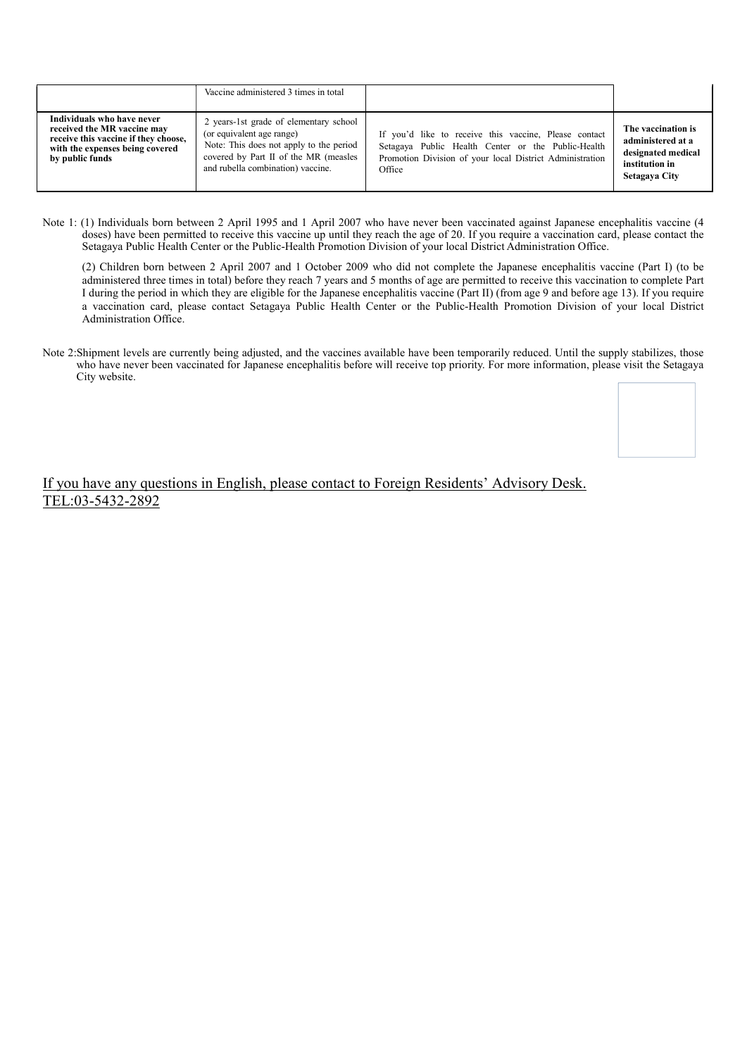| | | | |
|---|---|---|---|
| | Vaccine administered 3 times in total | | |
| **Individuals who have never received the MR vaccine may receive this vaccine if they choose, with the expenses being covered by public funds** | 2 years-1st grade of elementary school (or equivalent age range)<br>Note: This does not apply to the period covered by Part II of the MR (measles and rubella combination) vaccine. | If you'd like to receive this vaccine, Please contact Setagaya Public Health Center or the Public-Health Promotion Division of your local District Administration Office | **The vaccination is administered at a designated medical institution in Setagaya City** |

Note 1: (1) Individuals born between 2 April 1995 and 1 April 2007 who have never been vaccinated against Japanese encephalitis vaccine (4 doses) have been permitted to receive this vaccine up until they reach the age of 20. If you require a vaccination card, please contact the Setagaya Public Health Center or the Public-Health Promotion Division of your local District Administration Office.

(2) Children born between 2 April 2007 and 1 October 2009 who did not complete the Japanese encephalitis vaccine (Part I) (to be administered three times in total) before they reach 7 years and 5 months of age are permitted to receive this vaccination to complete Part I during the period in which they are eligible for the Japanese encephalitis vaccine (Part II) (from age 9 and before age 13). If you require a vaccination card, please contact Setagaya Public Health Center or the Public-Health Promotion Division of your local District Administration Office.

Note 2:Shipment levels are currently being adjusted, and the vaccines available have been temporarily reduced. Until the supply stabilizes, those who have never been vaccinated for Japanese encephalitis before will receive top priority. For more information, please visit the Setagaya City website.

If you have any questions in English, please contact to Foreign Residents' Advisory Desk.
TEL:03-5432-2892